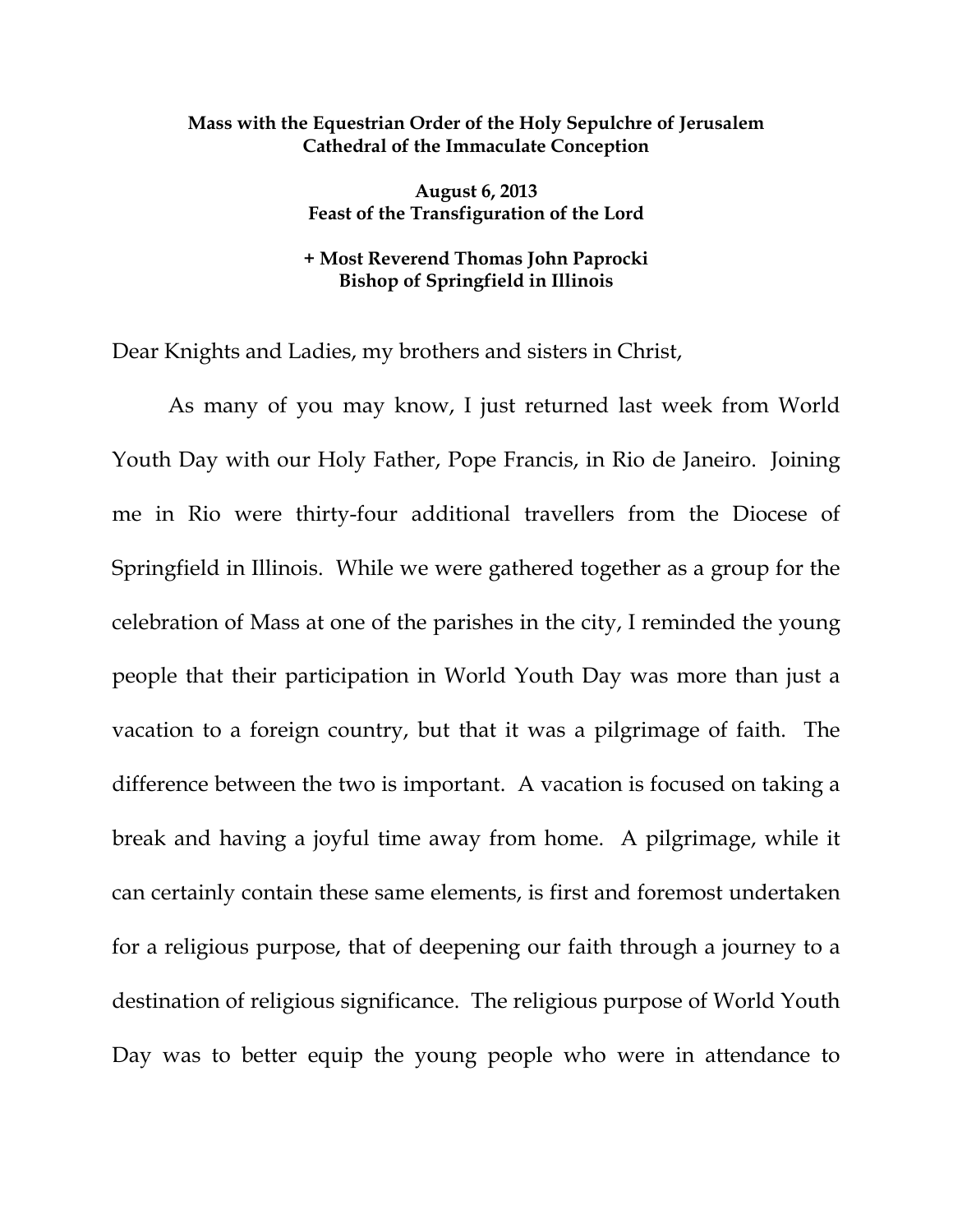**Mass with the Equestrian Order of the Holy Sepulchre of Jerusalem**
**Cathedral of the Immaculate Conception**

**August 6, 2013**
**Feast of the Transfiguration of the Lord**

**+ Most Reverend Thomas John Paprocki**
**Bishop of Springfield in Illinois**

Dear Knights and Ladies, my brothers and sisters in Christ,

As many of you may know, I just returned last week from World Youth Day with our Holy Father, Pope Francis, in Rio de Janeiro. Joining me in Rio were thirty-four additional travellers from the Diocese of Springfield in Illinois. While we were gathered together as a group for the celebration of Mass at one of the parishes in the city, I reminded the young people that their participation in World Youth Day was more than just a vacation to a foreign country, but that it was a pilgrimage of faith. The difference between the two is important. A vacation is focused on taking a break and having a joyful time away from home. A pilgrimage, while it can certainly contain these same elements, is first and foremost undertaken for a religious purpose, that of deepening our faith through a journey to a destination of religious significance. The religious purpose of World Youth Day was to better equip the young people who were in attendance to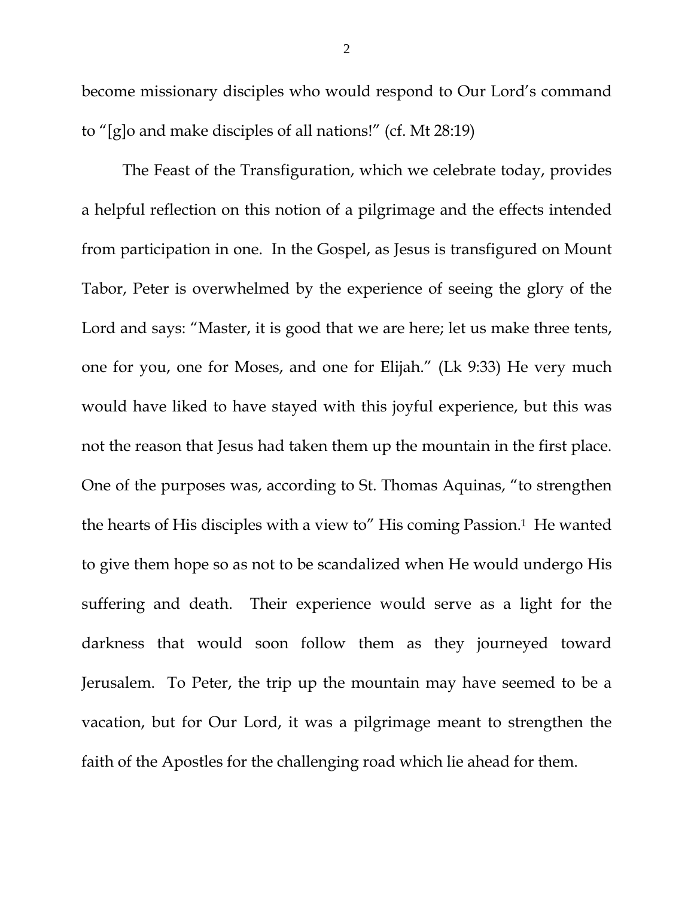become missionary disciples who would respond to Our Lord's command to "[g]o and make disciples of all nations!" (cf. Mt 28:19)

The Feast of the Transfiguration, which we celebrate today, provides a helpful reflection on this notion of a pilgrimage and the effects intended from participation in one. In the Gospel, as Jesus is transfigured on Mount Tabor, Peter is overwhelmed by the experience of seeing the glory of the Lord and says: "Master, it is good that we are here; let us make three tents, one for you, one for Moses, and one for Elijah." (Lk 9:33) He very much would have liked to have stayed with this joyful experience, but this was not the reason that Jesus had taken them up the mountain in the first place. One of the purposes was, according to St. Thomas Aquinas, "to strengthen the hearts of His disciples with a view to" His coming Passion.[1] He wanted to give them hope so as not to be scandalized when He would undergo His suffering and death. Their experience would serve as a light for the darkness that would soon follow them as they journeyed toward Jerusalem. To Peter, the trip up the mountain may have seemed to be a vacation, but for Our Lord, it was a pilgrimage meant to strengthen the faith of the Apostles for the challenging road which lie ahead for them.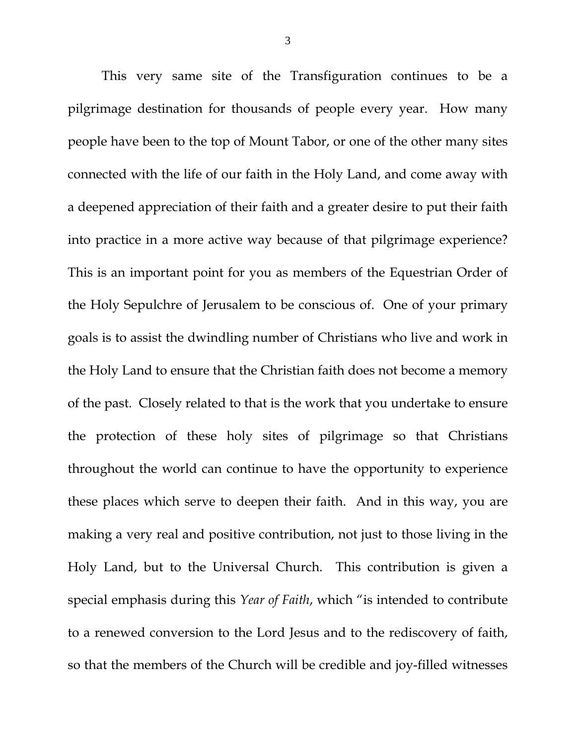This very same site of the Transfiguration continues to be a pilgrimage destination for thousands of people every year. How many people have been to the top of Mount Tabor, or one of the other many sites connected with the life of our faith in the Holy Land, and come away with a deepened appreciation of their faith and a greater desire to put their faith into practice in a more active way because of that pilgrimage experience? This is an important point for you as members of the Equestrian Order of the Holy Sepulchre of Jerusalem to be conscious of. One of your primary goals is to assist the dwindling number of Christians who live and work in the Holy Land to ensure that the Christian faith does not become a memory of the past. Closely related to that is the work that you undertake to ensure the protection of these holy sites of pilgrimage so that Christians throughout the world can continue to have the opportunity to experience these places which serve to deepen their faith. And in this way, you are making a very real and positive contribution, not just to those living in the Holy Land, but to the Universal Church. This contribution is given a special emphasis during this *Year of Faith*, which "is intended to contribute to a renewed conversion to the Lord Jesus and to the rediscovery of faith, so that the members of the Church will be credible and joy-filled witnesses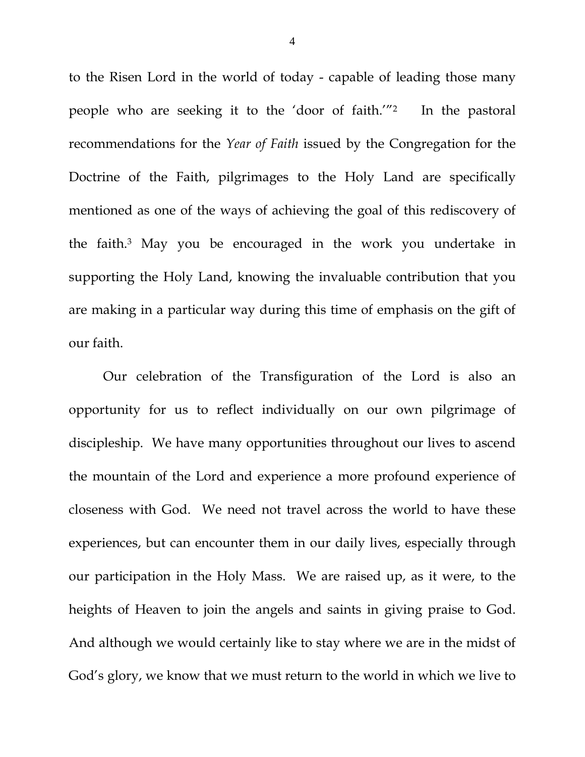to the Risen Lord in the world of today - capable of leading those many people who are seeking it to the 'door of faith.'"[2] In the pastoral recommendations for the *Year of Faith* issued by the Congregation for the Doctrine of the Faith, pilgrimages to the Holy Land are specifically mentioned as one of the ways of achieving the goal of this rediscovery of the faith.[3] May you be encouraged in the work you undertake in supporting the Holy Land, knowing the invaluable contribution that you are making in a particular way during this time of emphasis on the gift of our faith.

Our celebration of the Transfiguration of the Lord is also an opportunity for us to reflect individually on our own pilgrimage of discipleship. We have many opportunities throughout our lives to ascend the mountain of the Lord and experience a more profound experience of closeness with God. We need not travel across the world to have these experiences, but can encounter them in our daily lives, especially through our participation in the Holy Mass. We are raised up, as it were, to the heights of Heaven to join the angels and saints in giving praise to God. And although we would certainly like to stay where we are in the midst of God's glory, we know that we must return to the world in which we live to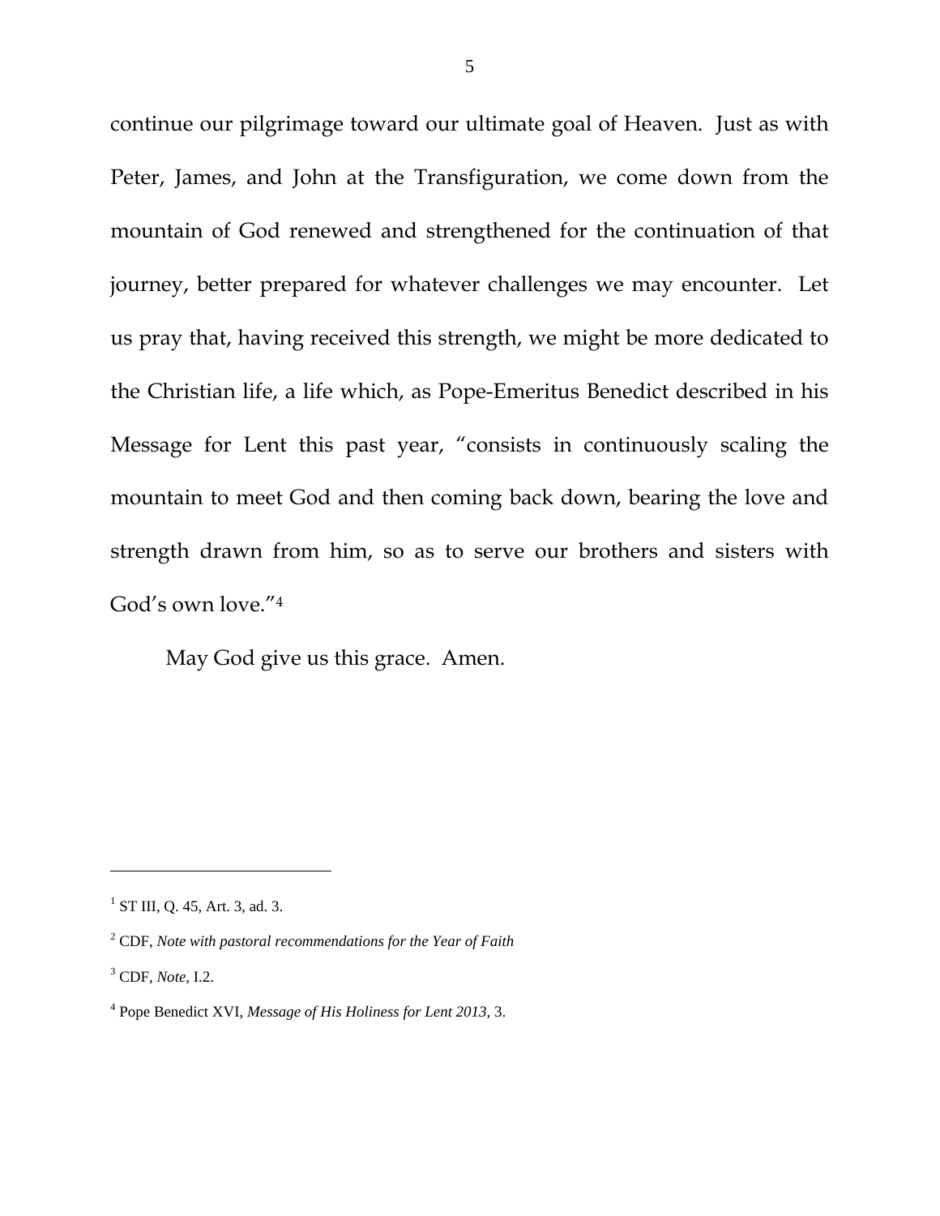continue our pilgrimage toward our ultimate goal of Heaven. Just as with Peter, James, and John at the Transfiguration, we come down from the mountain of God renewed and strengthened for the continuation of that journey, better prepared for whatever challenges we may encounter. Let us pray that, having received this strength, we might be more dedicated to the Christian life, a life which, as Pope-Emeritus Benedict described in his Message for Lent this past year, "consists in continuously scaling the mountain to meet God and then coming back down, bearing the love and strength drawn from him, so as to serve our brothers and sisters with God's own love."[4]

May God give us this grace. Amen.

---

[1] ST III, Q. 45, Art. 3, ad. 3.

[2] CDF, *Note with pastoral recommendations for the Year of Faith*

[3] CDF, *Note*, I.2.

[4] Pope Benedict XVI, *Message of His Holiness for Lent 2013*, 3.